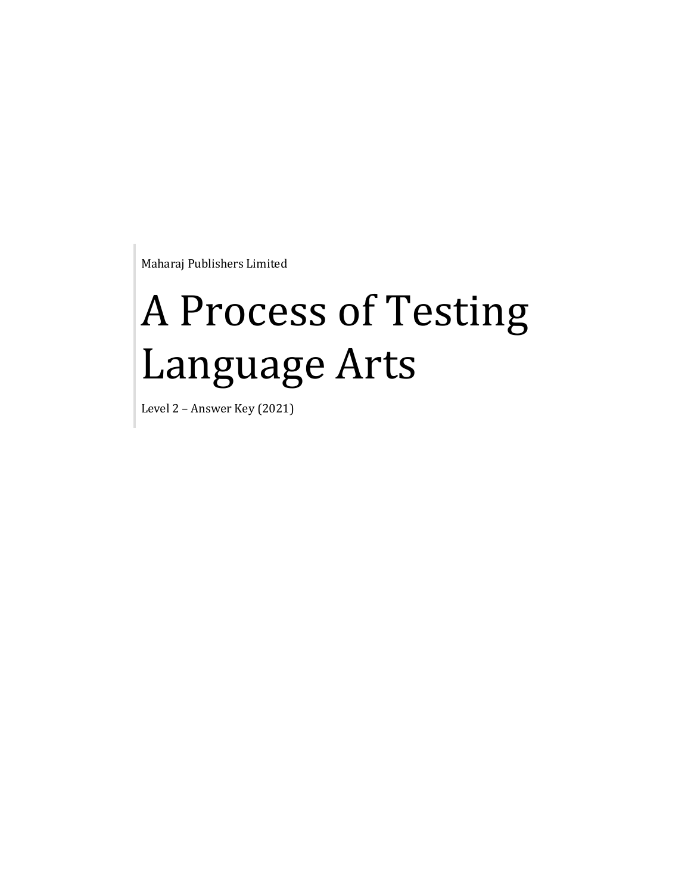Maharaj Publishers Limited

# A Process of Testing Language Arts

Level 2 – Answer Key (2021)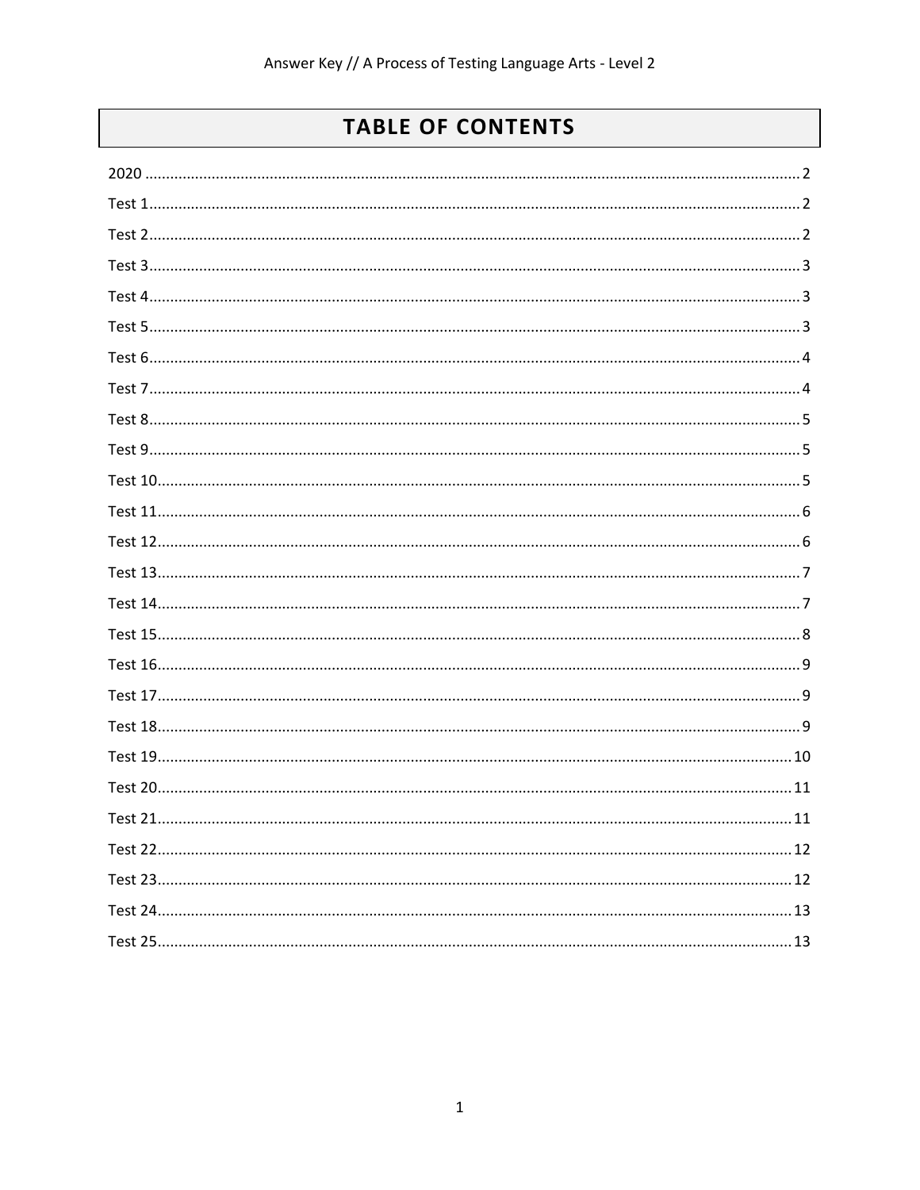# TABLE OF CONTENTS

2020 .......... 2
Test 1 .......... 2
Test 2 .......... 2
Test 3 .......... 3
Test 4 .......... 3
Test 5 .......... 3
Test 6 .......... 4
Test 7 .......... 4
Test 8 .......... 5
Test 9 .......... 5
Test 10 .......... 5
Test 11 .......... 6
Test 12 .......... 6
Test 13 .......... 7
Test 14 .......... 7
Test 15 .......... 8
Test 16 .......... 9
Test 17 .......... 9
Test 18 .......... 9
Test 19 .......... 10
Test 20 .......... 11
Test 21 .......... 11
Test 22 .......... 12
Test 23 .......... 12
Test 24 .......... 13
Test 25 .......... 13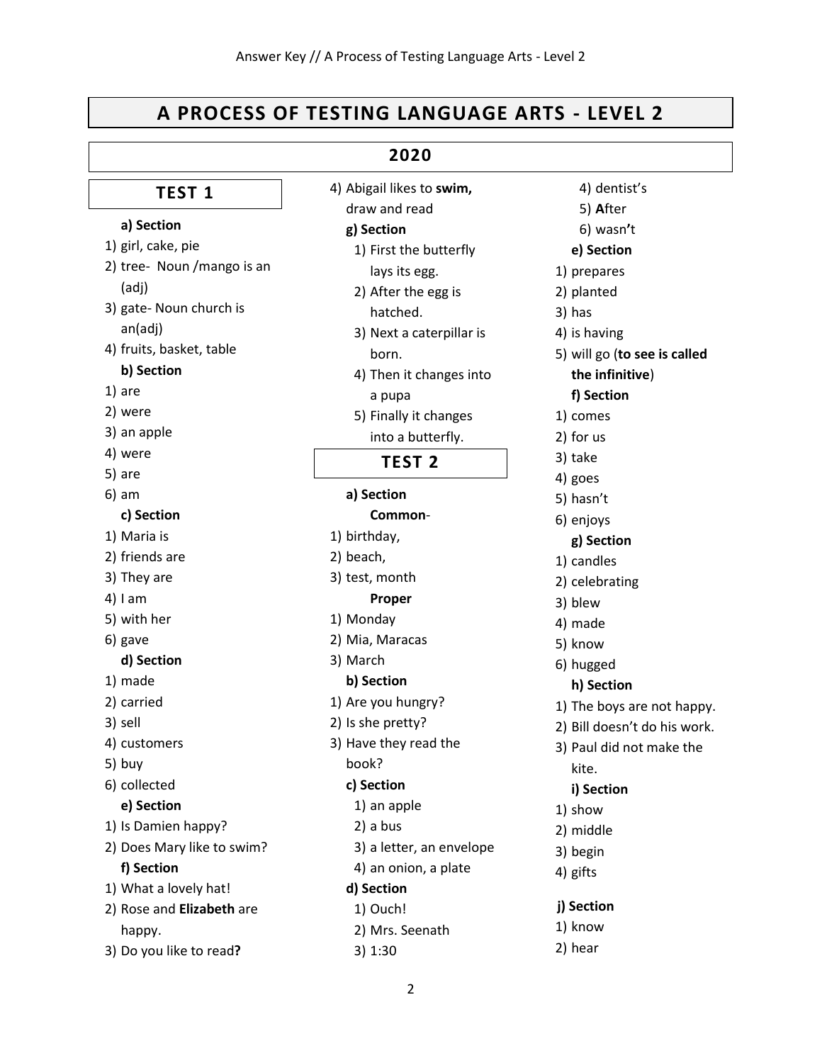# A PROCESS OF TESTING LANGUAGE ARTS - LEVEL 2

## 2020

### TEST 1

**a) Section**

1) girl, cake, pie
2) tree- Noun /mango is an (adj)
3) gate- Noun church is an(adj)
4) fruits, basket, table

**b) Section**

1) are
2) were
3) an apple
4) were
5) are
6) am

**c) Section**

1) Maria is
2) friends are
3) They are
4) I am
5) with her
6) gave

**d) Section**

1) made
2) carried
3) sell
4) customers
5) buy
6) collected

**e) Section**

1) Is Damien happy?
2) Does Mary like to swim?

**f) Section**

1) What a lovely hat!
2) Rose and **Elizabeth** are happy.
3) Do you like to read**?**
4) Abigail likes to **swim,** draw and read

**g) Section**

1) First the butterfly lays its egg.
2) After the egg is hatched.
3) Next a caterpillar is born.
4) Then it changes into a pupa
5) Finally it changes into a butterfly.

### TEST 2

**a) Section**

**Common**-

1) birthday,
2) beach,
3) test, month

**Proper**

1) Monday
2) Mia, Maracas
3) March

**b) Section**

1) Are you hungry?
2) Is she pretty?
3) Have they read the book?

**c) Section**

1) an apple
2) a bus
3) a letter, an envelope
4) an onion, a plate

**d) Section**

1) Ouch!
2) Mrs. Seenath
3) 1:30
4) dentist's
5) **A**fter
6) wasn**'**t

**e) Section**

1) prepares
2) planted
3) has
4) is having
5) will go (**to see is called the infinitive**)

**f) Section**

1) comes
2) for us
3) take
4) goes
5) hasn't
6) enjoys

**g) Section**

1) candles
2) celebrating
3) blew
4) made
5) know
6) hugged

**h) Section**

1) The boys are not happy.
2) Bill doesn't do his work.
3) Paul did not make the kite.

**i) Section**

1) show
2) middle
3) begin
4) gifts

**j) Section**

1) know
2) hear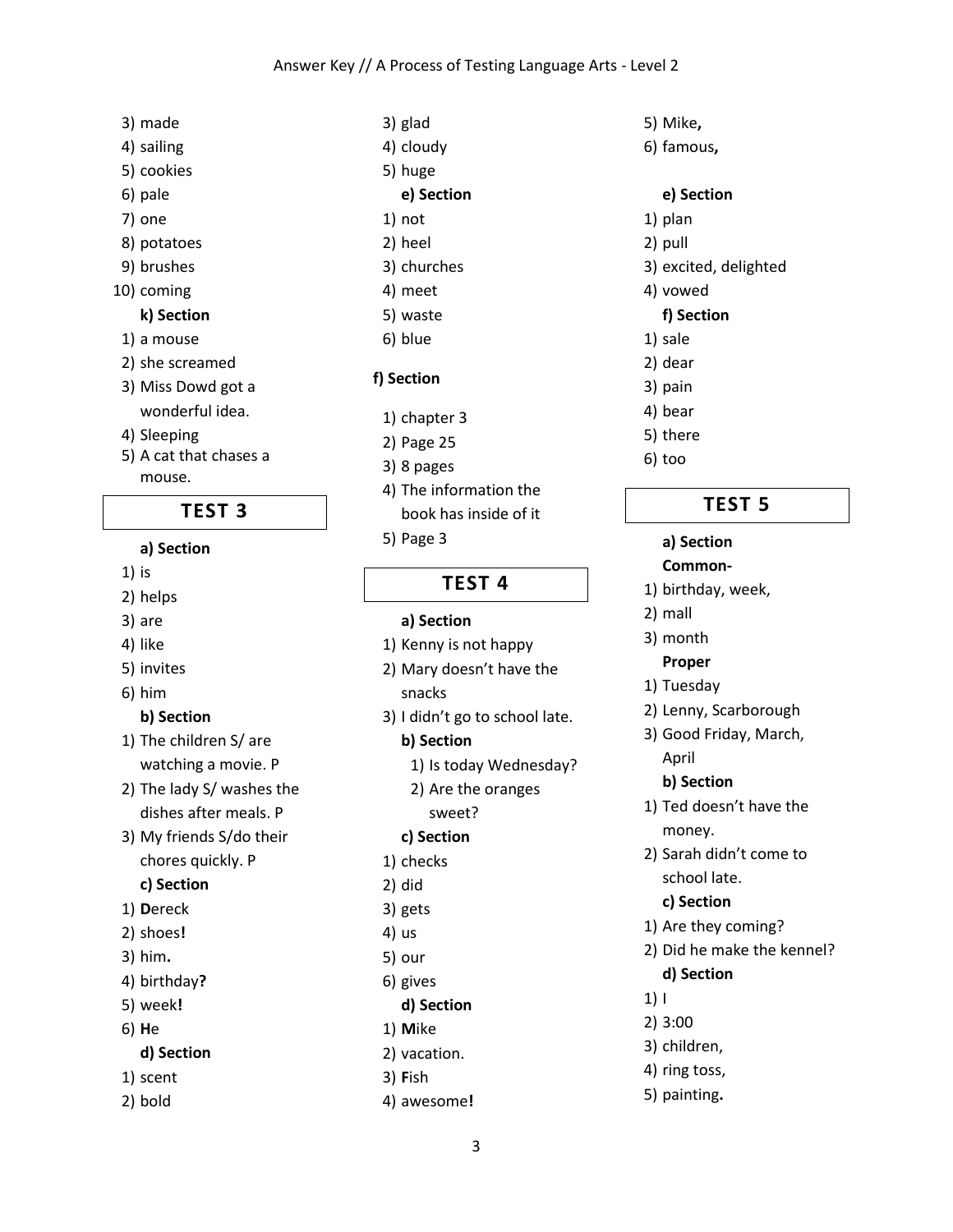3) made
4) sailing
5) cookies
6) pale
7) one
8) potatoes
9) brushes
10) coming

**k) Section**

1) a mouse
2) she screamed
3) Miss Dowd got a wonderful idea.
4) Sleeping
5) A cat that chases a mouse.

## TEST 3

**a) Section**

1) is
2) helps
3) are
4) like
5) invites
6) him

**b) Section**

1) The children S/ are watching a movie. P
2) The lady S/ washes the dishes after meals. P
3) My friends S/do their chores quickly. P

**c) Section**

1) **D**ereck
2) shoes**!**
3) him**.**
4) birthday**?**
5) week**!**
6) **H**e

**d) Section**

1) scent
2) bold
3) glad
4) cloudy
5) huge

**e) Section**

1) not
2) heel
3) churches
4) meet
5) waste
6) blue

**f) Section**

1) chapter 3
2) Page 25
3) 8 pages
4) The information the book has inside of it
5) Page 3

## TEST 4

**a) Section**

1) Kenny is not happy
2) Mary doesn't have the snacks
3) I didn't go to school late.

**b) Section**

1) Is today Wednesday?
2) Are the oranges sweet?

**c) Section**

1) checks
2) did
3) gets
4) us
5) our
6) gives

**d) Section**

1) **M**ike
2) vacation.
3) **F**ish
4) awesome**!**
5) Mike**,**
6) famous**,**

**e) Section**

1) plan
2) pull
3) excited, delighted
4) vowed

**f) Section**

1) sale
2) dear
3) pain
4) bear
5) there
6) too

## TEST 5

**a) Section**

**Common-**

1) birthday, week,
2) mall
3) month

**Proper**

1) Tuesday
2) Lenny, Scarborough
3) Good Friday, March, April

**b) Section**

1) Ted doesn't have the money.
2) Sarah didn't come to school late.

**c) Section**

1) Are they coming?
2) Did he make the kennel?

**d) Section**

1) I
2) 3:00
3) children,
4) ring toss,
5) painting**.**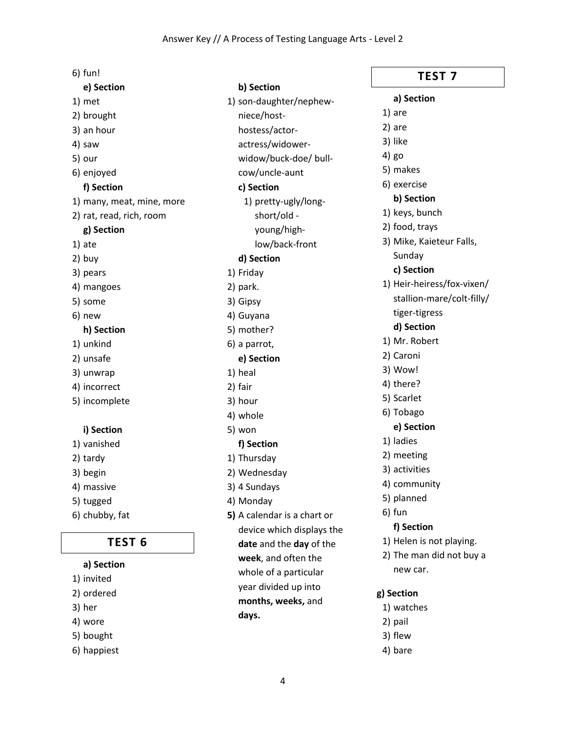6) fun!

**e) Section**

1) met
2) brought
3) an hour
4) saw
5) our
6) enjoyed

**f) Section**

1) many, meat, mine, more
2) rat, read, rich, room

**g) Section**

1) ate
2) buy
3) pears
4) mangoes
5) some
6) new

**h) Section**

1) unkind
2) unsafe
3) unwrap
4) incorrect
5) incomplete

**i) Section**

1) vanished
2) tardy
3) begin
4) massive
5) tugged
6) chubby, fat

## TEST 6

**a) Section**

1) invited
2) ordered
3) her
4) wore
5) bought
6) happiest

**b) Section**

1) son-daughter/nephew-niece/host-hostess/actor-actress/widower-widow/buck-doe/ bull-cow/uncle-aunt

**c) Section**

1) pretty-ugly/long-short/old - young/high-low/back-front

**d) Section**

1) Friday
2) park.
3) Gipsy
4) Guyana
5) mother?
6) a parrot,

**e) Section**

1) heal
2) fair
3) hour
4) whole
5) won

**f) Section**

1) Thursday
2) Wednesday
3) 4 Sundays
4) Monday
5) A calendar is a chart or device which displays the **date** and the **day** of the **week**, and often the whole of a particular year divided up into **months, weeks,** and **days.**

## TEST 7

**a) Section**

1) are
2) are
3) like
4) go
5) makes
6) exercise

**b) Section**

1) keys, bunch
2) food, trays
3) Mike, Kaieteur Falls, Sunday

**c) Section**

1) Heir-heiress/fox-vixen/ stallion-mare/colt-filly/ tiger-tigress

**d) Section**

1) Mr. Robert
2) Caroni
3) Wow!
4) there?
5) Scarlet
6) Tobago

**e) Section**

1) ladies
2) meeting
3) activities
4) community
5) planned
6) fun

**f) Section**

1) Helen is not playing.
2) The man did not buy a new car.

**g) Section**

1) watches
2) pail
3) flew
4) bare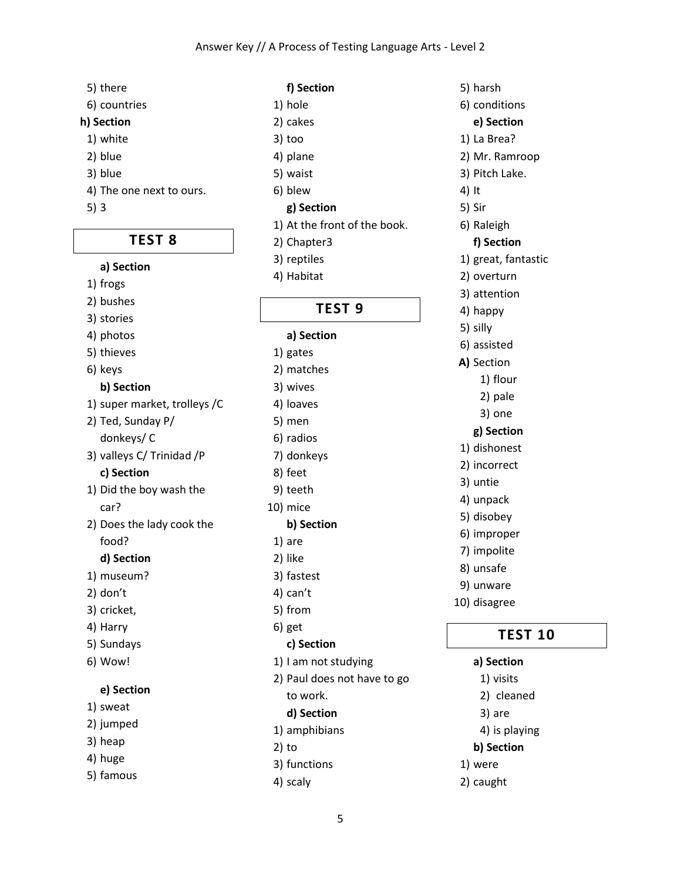5) there
6) countries

**h) Section**

1) white
2) blue
3) blue
4) The one next to ours.
5) 3

## TEST 8

**a) Section**

1) frogs
2) bushes
3) stories
4) photos
5) thieves
6) keys

**b) Section**

1) super market, trolleys /C
2) Ted, Sunday P/ donkeys/ C
3) valleys C/ Trinidad /P

**c) Section**

1) Did the boy wash the car?
2) Does the lady cook the food?

**d) Section**

1) museum?
2) don't
3) cricket,
4) Harry
5) Sundays
6) Wow!

**e) Section**

1) sweat
2) jumped
3) heap
4) huge
5) famous

**f) Section**

1) hole
2) cakes
3) too
4) plane
5) waist
6) blew

**g) Section**

1) At the front of the book.
2) Chapter3
3) reptiles
4) Habitat

## TEST 9

**a) Section**

1) gates
2) matches
3) wives
4) loaves
5) men
6) radios
7) donkeys
8) feet
9) teeth
10) mice

**b) Section**

1) are
2) like
3) fastest
4) can't
5) from
6) get

**c) Section**

1) I am not studying
2) Paul does not have to go to work.

**d) Section**

1) amphibians
2) to
3) functions
4) scaly
5) harsh
6) conditions

**e) Section**

1) La Brea?
2) Mr. Ramroop
3) Pitch Lake.
4) It
5) Sir
6) Raleigh

**f) Section**

1) great, fantastic
2) overturn
3) attention
4) happy
5) silly
6) assisted

**A)** Section

1) flour
2) pale
3) one

**g) Section**

1) dishonest
2) incorrect
3) untie
4) unpack
5) disobey
6) improper
7) impolite
8) unsafe
9) unware
10) disagree

## TEST 10

**a) Section**

1) visits
2) cleaned
3) are
4) is playing

**b) Section**

1) were
2) caught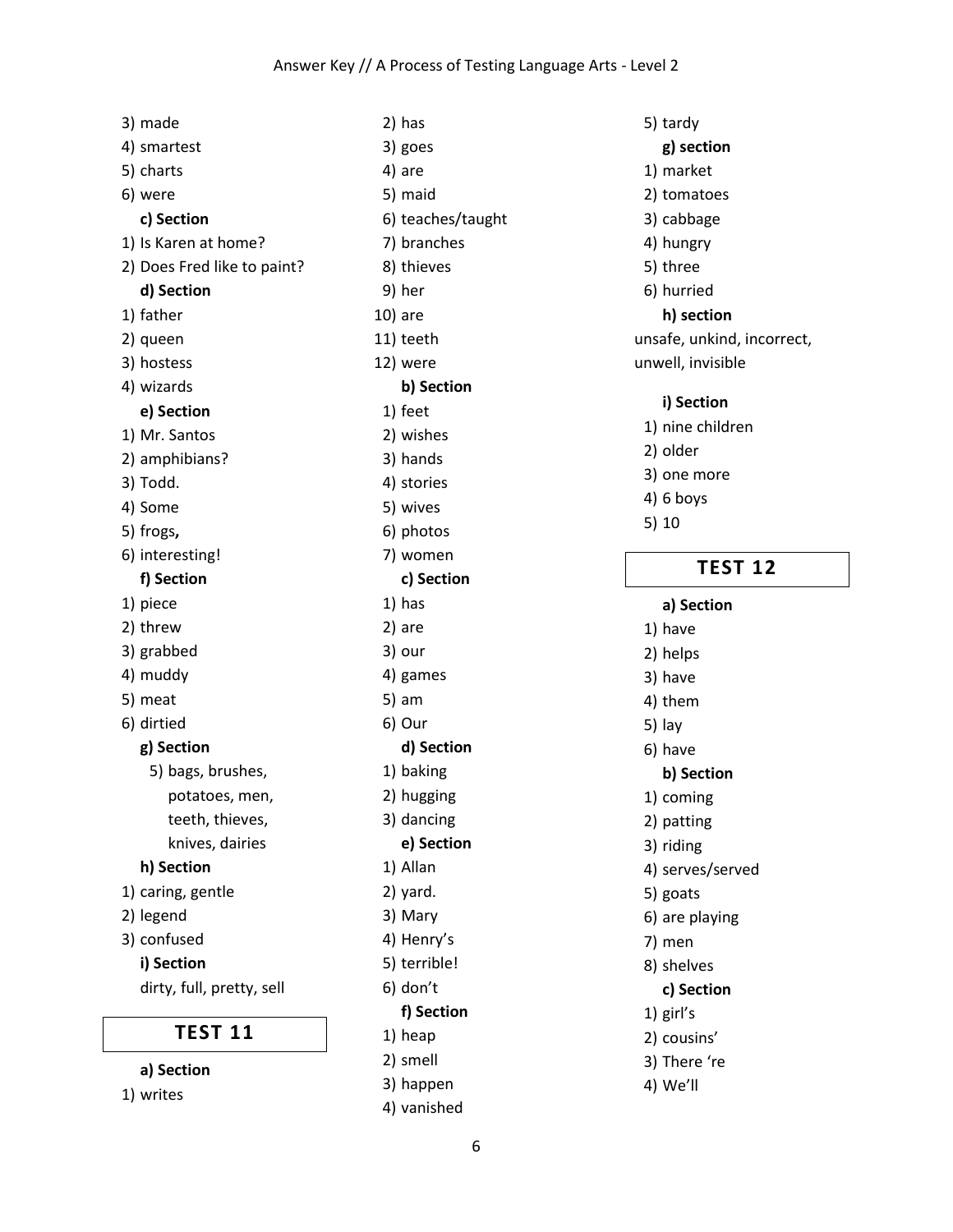3) made
4) smartest
5) charts
6) were

**c) Section**

1) Is Karen at home?
2) Does Fred like to paint?

**d) Section**

1) father
2) queen
3) hostess
4) wizards

**e) Section**

1) Mr. Santos
2) amphibians?
3) Todd.
4) Some
5) frogs**,**
6) interesting!

**f) Section**

1) piece
2) threw
3) grabbed
4) muddy
5) meat
6) dirtied

**g) Section**

5) bags, brushes, potatoes, men, teeth, thieves, knives, dairies

**h) Section**

1) caring, gentle
2) legend
3) confused

**i) Section**

dirty, full, pretty, sell

## TEST 11

**a) Section**

1) writes
2) has
3) goes
4) are
5) maid
6) teaches/taught
7) branches
8) thieves
9) her
10) are
11) teeth
12) were

**b) Section**

1) feet
2) wishes
3) hands
4) stories
5) wives
6) photos
7) women

**c) Section**

1) has
2) are
3) our
4) games
5) am
6) Our

**d) Section**

1) baking
2) hugging
3) dancing

**e) Section**

1) Allan
2) yard.
3) Mary
4) Henry's
5) terrible!
6) don't

**f) Section**

1) heap
2) smell
3) happen
4) vanished
5) tardy

**g) section**

1) market
2) tomatoes
3) cabbage
4) hungry
5) three
6) hurried

**h) section**

unsafe, unkind, incorrect, unwell, invisible

**i) Section**

1) nine children
2) older
3) one more
4) 6 boys
5) 10

## TEST 12

**a) Section**

1) have
2) helps
3) have
4) them
5) lay
6) have

**b) Section**

1) coming
2) patting
3) riding
4) serves/served
5) goats
6) are playing
7) men
8) shelves

**c) Section**

1) girl's
2) cousins'
3) There 're
4) We'll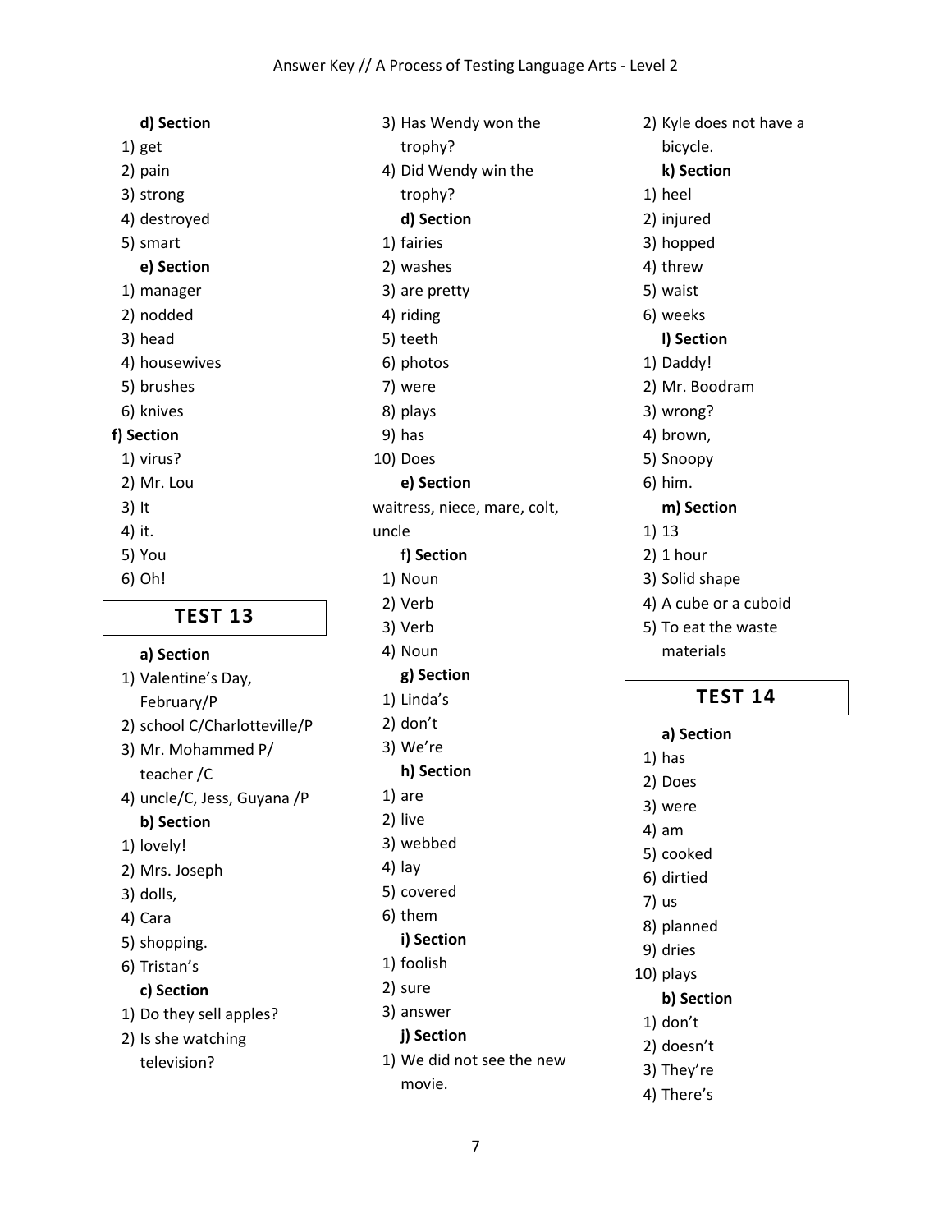**d) Section**

1) get
2) pain
3) strong
4) destroyed
5) smart

**e) Section**

1) manager
2) nodded
3) head
4) housewives
5) brushes
6) knives

**f) Section**

1) virus?
2) Mr. Lou
3) It
4) it.
5) You
6) Oh!

## TEST 13

**a) Section**

1) Valentine's Day, February/P
2) school C/Charlotteville/P
3) Mr. Mohammed P/ teacher /C
4) uncle/C, Jess, Guyana /P

**b) Section**

1) lovely!
2) Mrs. Joseph
3) dolls,
4) Cara
5) shopping.
6) Tristan's

**c) Section**

1) Do they sell apples?
2) Is she watching television?
3) Has Wendy won the trophy?
4) Did Wendy win the trophy?

**d) Section**

1) fairies
2) washes
3) are pretty
4) riding
5) teeth
6) photos
7) were
8) plays
9) has
10) Does

**e) Section**

waitress, niece, mare, colt, uncle

**f) Section**

1) Noun
2) Verb
3) Verb
4) Noun

**g) Section**

1) Linda's
2) don't
3) We're

**h) Section**

1) are
2) live
3) webbed
4) lay
5) covered
6) them

**i) Section**

1) foolish
2) sure
3) answer

**j) Section**

1) We did not see the new movie.
2) Kyle does not have a bicycle.

**k) Section**

1) heel
2) injured
3) hopped
4) threw
5) waist
6) weeks

**l) Section**

1) Daddy!
2) Mr. Boodram
3) wrong?
4) brown,
5) Snoopy
6) him.

**m) Section**

1) 13
2) 1 hour
3) Solid shape
4) A cube or a cuboid
5) To eat the waste materials

## TEST 14

**a) Section**

1) has
2) Does
3) were
4) am
5) cooked
6) dirtied
7) us
8) planned
9) dries
10) plays

**b) Section**

1) don't
2) doesn't
3) They're
4) There's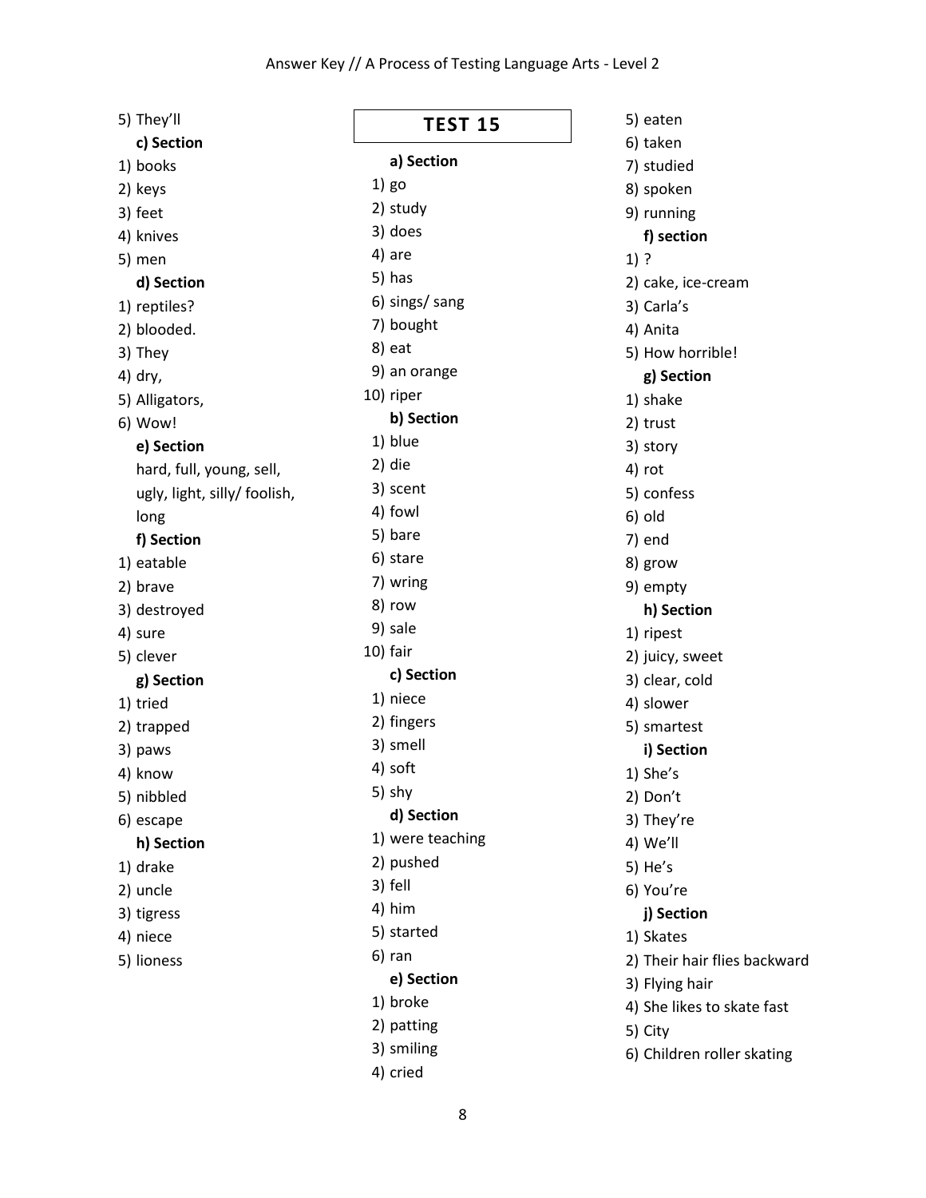5) They'll

**c) Section**

1) books
2) keys
3) feet
4) knives
5) men

**d) Section**

1) reptiles?
2) blooded.
3) They
4) dry,
5) Alligators,
6) Wow!

**e) Section**

hard, full, young, sell, ugly, light, silly/ foolish, long

**f) Section**

1) eatable
2) brave
3) destroyed
4) sure
5) clever

**g) Section**

1) tried
2) trapped
3) paws
4) know
5) nibbled
6) escape

**h) Section**

1) drake
2) uncle
3) tigress
4) niece
5) lioness

## TEST 15

**a) Section**

1) go
2) study
3) does
4) are
5) has
6) sings/ sang
7) bought
8) eat
9) an orange
10) riper

**b) Section**

1) blue
2) die
3) scent
4) fowl
5) bare
6) stare
7) wring
8) row
9) sale
10) fair

**c) Section**

1) niece
2) fingers
3) smell
4) soft
5) shy

**d) Section**

1) were teaching
2) pushed
3) fell
4) him
5) started
6) ran

**e) Section**

1) broke
2) patting
3) smiling
4) cried
5) eaten
6) taken
7) studied
8) spoken
9) running

**f) section**

1) ?
2) cake, ice-cream
3) Carla's
4) Anita
5) How horrible!

**g) Section**

1) shake
2) trust
3) story
4) rot
5) confess
6) old
7) end
8) grow
9) empty

**h) Section**

1) ripest
2) juicy, sweet
3) clear, cold
4) slower
5) smartest

**i) Section**

1) She's
2) Don't
3) They're
4) We'll
5) He's
6) You're

**j) Section**

1) Skates
2) Their hair flies backward
3) Flying hair
4) She likes to skate fast
5) City
6) Children roller skating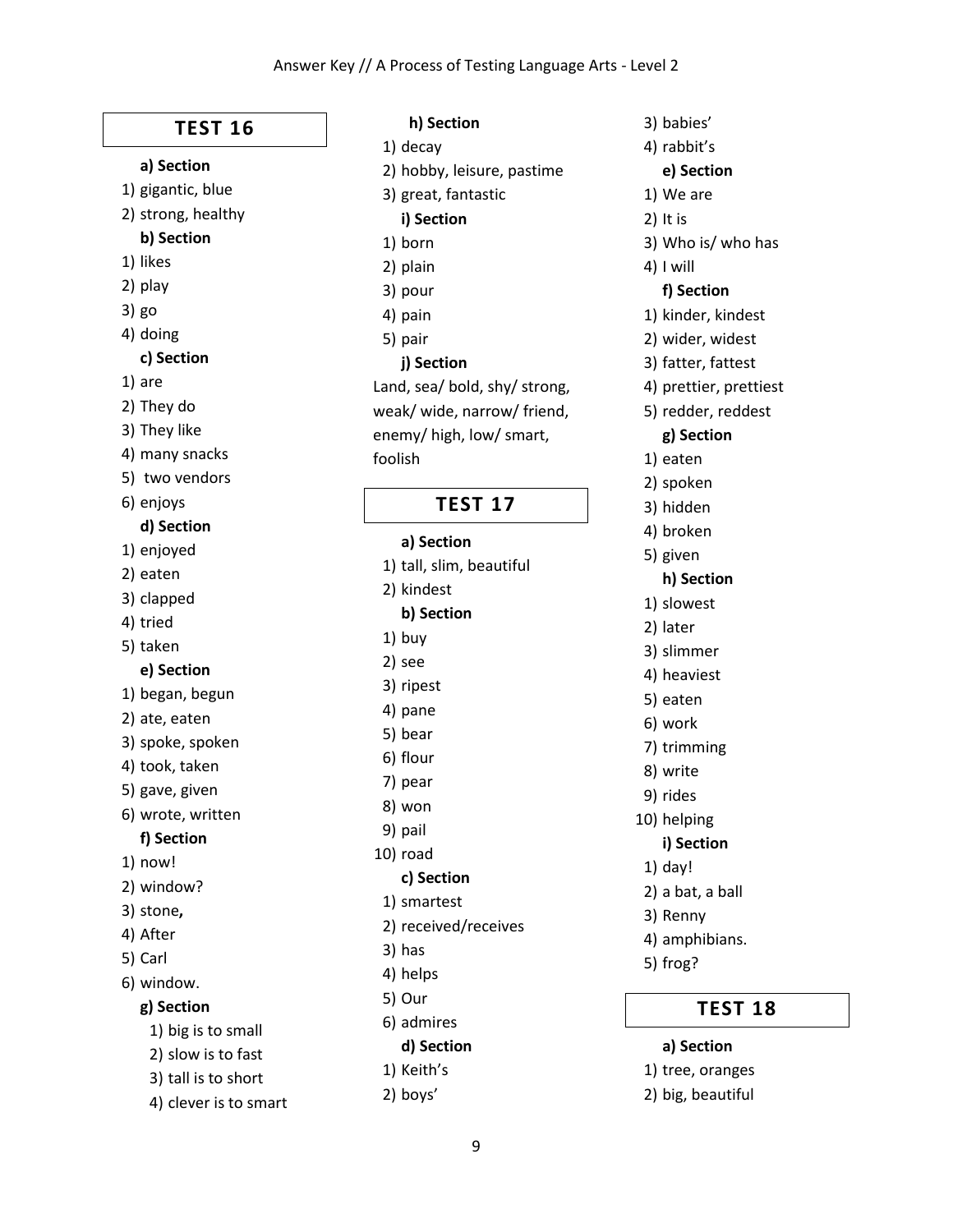## TEST 16

**a) Section**

1) gigantic, blue
2) strong, healthy

**b) Section**

1) likes
2) play
3) go
4) doing

**c) Section**

1) are
2) They do
3) They like
4) many snacks
5) two vendors
6) enjoys

**d) Section**

1) enjoyed
2) eaten
3) clapped
4) tried
5) taken

**e) Section**

1) began, begun
2) ate, eaten
3) spoke, spoken
4) took, taken
5) gave, given
6) wrote, written

**f) Section**

1) now!
2) window?
3) stone**,**
4) After
5) Carl
6) window.

**g) Section**

1) big is to small
2) slow is to fast
3) tall is to short
4) clever is to smart

**h) Section**

1) decay
2) hobby, leisure, pastime
3) great, fantastic

**i) Section**

1) born
2) plain
3) pour
4) pain
5) pair

**j) Section**

Land, sea/ bold, shy/ strong, weak/ wide, narrow/ friend, enemy/ high, low/ smart, foolish

## TEST 17

**a) Section**

1) tall, slim, beautiful
2) kindest

**b) Section**

1) buy
2) see
3) ripest
4) pane
5) bear
6) flour
7) pear
8) won
9) pail
10) road

**c) Section**

1) smartest
2) received/receives
3) has
4) helps
5) Our
6) admires

**d) Section**

1) Keith's
2) boys'
3) babies'
4) rabbit's

**e) Section**

1) We are
2) It is
3) Who is/ who has
4) I will

**f) Section**

1) kinder, kindest
2) wider, widest
3) fatter, fattest
4) prettier, prettiest
5) redder, reddest

**g) Section**

1) eaten
2) spoken
3) hidden
4) broken
5) given

**h) Section**

1) slowest
2) later
3) slimmer
4) heaviest
5) eaten
6) work
7) trimming
8) write
9) rides
10) helping

**i) Section**

1) day!
2) a bat, a ball
3) Renny
4) amphibians.
5) frog?

## TEST 18

**a) Section**

1) tree, oranges
2) big, beautiful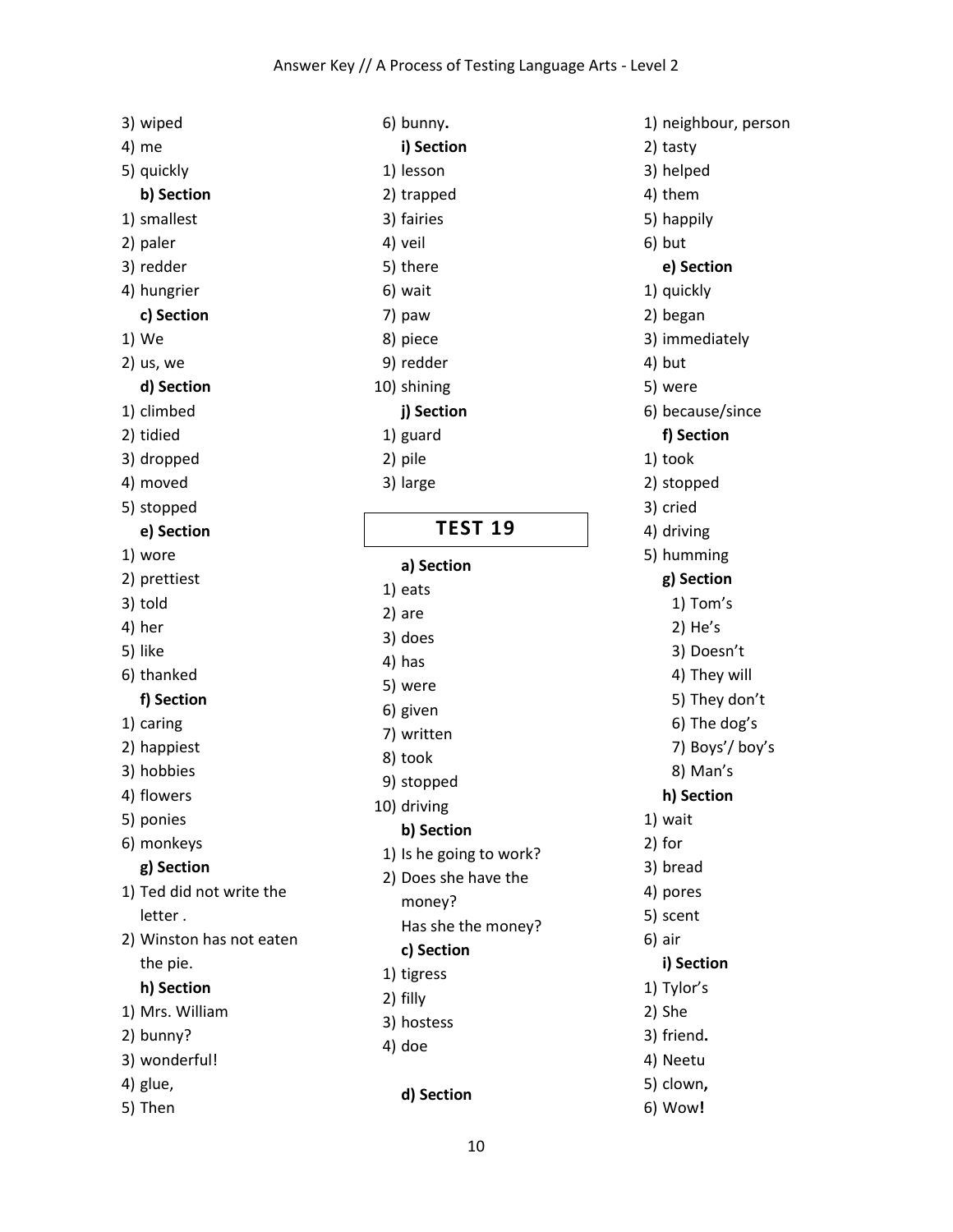3) wiped
4) me
5) quickly

**b) Section**

1) smallest
2) paler
3) redder
4) hungrier

**c) Section**

1) We
2) us, we

**d) Section**

1) climbed
2) tidied
3) dropped
4) moved
5) stopped

**e) Section**

1) wore
2) prettiest
3) told
4) her
5) like
6) thanked

**f) Section**

1) caring
2) happiest
3) hobbies
4) flowers
5) ponies
6) monkeys

**g) Section**

1) Ted did not write the letter .
2) Winston has not eaten the pie.

**h) Section**

1) Mrs. William
2) bunny?
3) wonderful!
4) glue,
5) Then
6) bunny**.**

**i) Section**

1) lesson
2) trapped
3) fairies
4) veil
5) there
6) wait
7) paw
8) piece
9) redder
10) shining

**j) Section**

1) guard
2) pile
3) large

## TEST 19

**a) Section**

1) eats
2) are
3) does
4) has
5) were
6) given
7) written
8) took
9) stopped
10) driving

**b) Section**

1) Is he going to work?
2) Does she have the money?
   Has she the money?

**c) Section**

1) tigress
2) filly
3) hostess
4) doe

**d) Section**

1) neighbour, person
2) tasty
3) helped
4) them
5) happily
6) but

**e) Section**

1) quickly
2) began
3) immediately
4) but
5) were
6) because/since

**f) Section**

1) took
2) stopped
3) cried
4) driving
5) humming

**g) Section**

1) Tom's
2) He's
3) Doesn't
4) They will
5) They don't
6) The dog's
7) Boys'/ boy's
8) Man's

**h) Section**

1) wait
2) for
3) bread
4) pores
5) scent
6) air

**i) Section**

1) Tylor's
2) She
3) friend**.**
4) Neetu
5) clown**,**
6) Wow**!**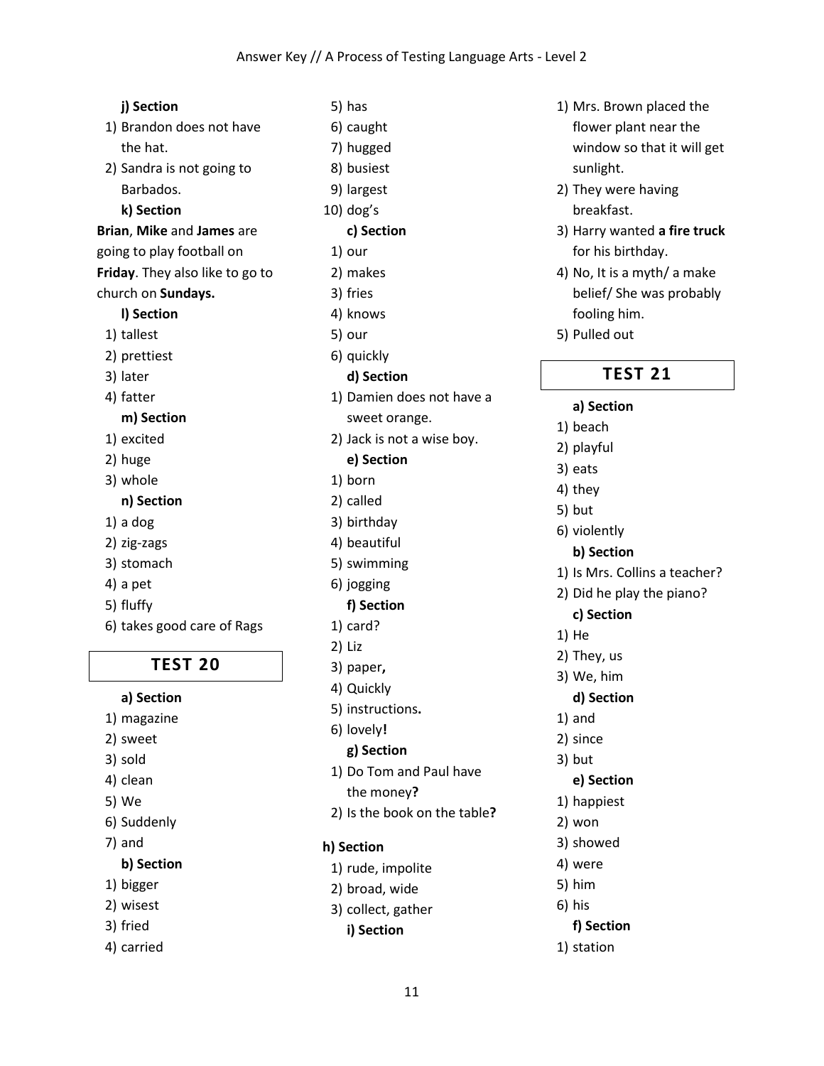**j) Section**

1) Brandon does not have the hat.
2) Sandra is not going to Barbados.

**k) Section**

**Brian**, **Mike** and **James** are going to play football on **Friday**. They also like to go to church on **Sundays.**

**l) Section**

1) tallest
2) prettiest
3) later
4) fatter

**m) Section**

1) excited
2) huge
3) whole

**n) Section**

1) a dog
2) zig-zags
3) stomach
4) a pet
5) fluffy
6) takes good care of Rags

## TEST 20

**a) Section**

1) magazine
2) sweet
3) sold
4) clean
5) We
6) Suddenly
7) and

**b) Section**

1) bigger
2) wisest
3) fried
4) carried
5) has
6) caught
7) hugged
8) busiest
9) largest
10) dog's

**c) Section**

1) our
2) makes
3) fries
4) knows
5) our
6) quickly

**d) Section**

1) Damien does not have a sweet orange.
2) Jack is not a wise boy.

**e) Section**

1) born
2) called
3) birthday
4) beautiful
5) swimming
6) jogging

**f) Section**

1) card?
2) Liz
3) paper**,**
4) Quickly
5) instructions**.**
6) lovely**!**

**g) Section**

1) Do Tom and Paul have the money**?**
2) Is the book on the table**?**

**h) Section**

1) rude, impolite
2) broad, wide
3) collect, gather

**i) Section**

1) Mrs. Brown placed the flower plant near the window so that it will get sunlight.
2) They were having breakfast.
3) Harry wanted **a fire truck** for his birthday.
4) No, It is a myth/ a make belief/ She was probably fooling him.
5) Pulled out

## TEST 21

**a) Section**

1) beach
2) playful
3) eats
4) they
5) but
6) violently

**b) Section**

1) Is Mrs. Collins a teacher?
2) Did he play the piano?

**c) Section**

1) He
2) They, us
3) We, him

**d) Section**

1) and
2) since
3) but

**e) Section**

1) happiest
2) won
3) showed
4) were
5) him
6) his

**f) Section**

1) station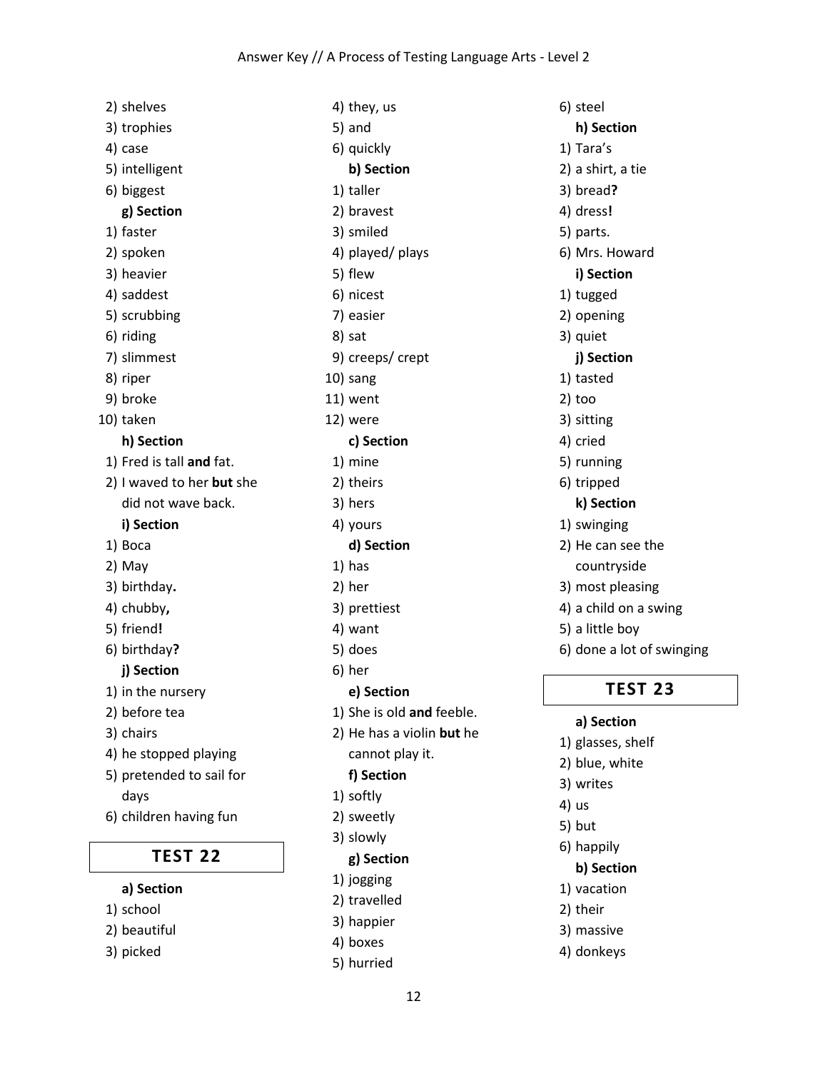2) shelves
3) trophies
4) case
5) intelligent
6) biggest

**g) Section**

1) faster
2) spoken
3) heavier
4) saddest
5) scrubbing
6) riding
7) slimmest
8) riper
9) broke
10) taken

**h) Section**

1) Fred is tall **and** fat.
2) I waved to her **but** she did not wave back.

**i) Section**

1) Boca
2) May
3) birthday**.**
4) chubby**,**
5) friend**!**
6) birthday**?**

**j) Section**

1) in the nursery
2) before tea
3) chairs
4) he stopped playing
5) pretended to sail for days
6) children having fun

## TEST 22

**a) Section**

1) school
2) beautiful
3) picked
4) they, us
5) and
6) quickly

**b) Section**

1) taller
2) bravest
3) smiled
4) played/ plays
5) flew
6) nicest
7) easier
8) sat
9) creeps/ crept
10) sang
11) went
12) were

**c) Section**

1) mine
2) theirs
3) hers
4) yours

**d) Section**

1) has
2) her
3) prettiest
4) want
5) does
6) her

**e) Section**

1) She is old **and** feeble.
2) He has a violin **but** he cannot play it.

**f) Section**

1) softly
2) sweetly
3) slowly

**g) Section**

1) jogging
2) travelled
3) happier
4) boxes
5) hurried
6) steel

**h) Section**

1) Tara's
2) a shirt, a tie
3) bread**?**
4) dress**!**
5) parts.
6) Mrs. Howard

**i) Section**

1) tugged
2) opening
3) quiet

**j) Section**

1) tasted
2) too
3) sitting
4) cried
5) running
6) tripped

**k) Section**

1) swinging
2) He can see the countryside
3) most pleasing
4) a child on a swing
5) a little boy
6) done a lot of swinging

## TEST 23

**a) Section**

1) glasses, shelf
2) blue, white
3) writes
4) us
5) but
6) happily

**b) Section**

1) vacation
2) their
3) massive
4) donkeys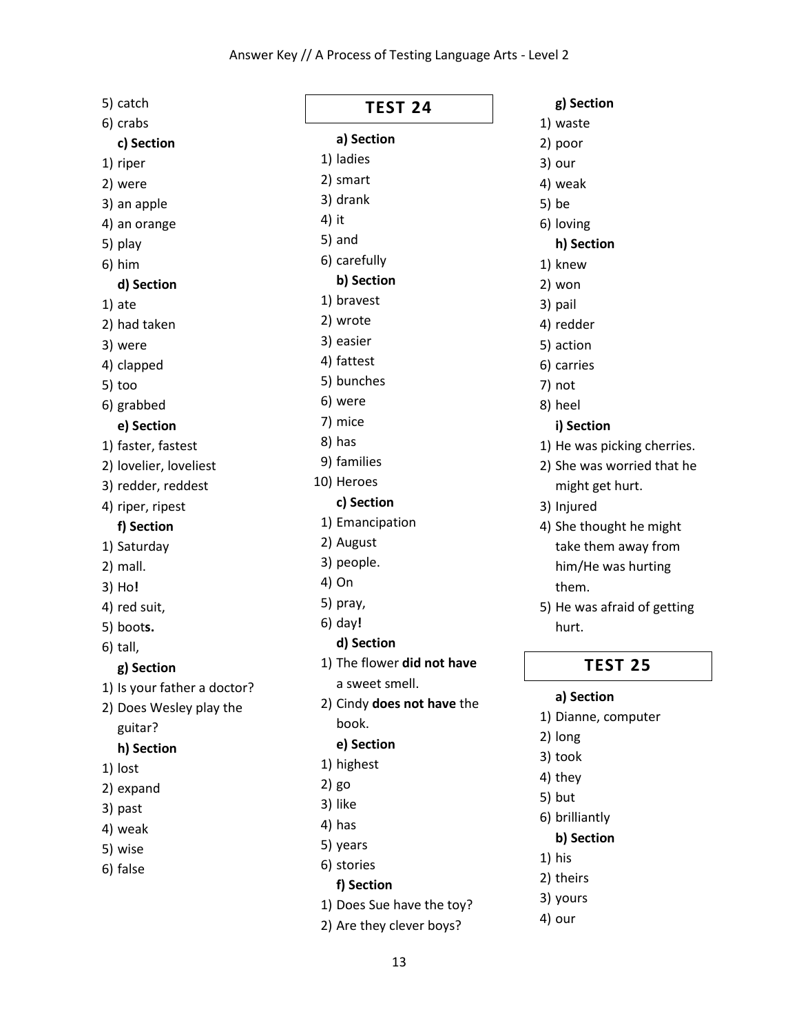5) catch
6) crabs

**c) Section**

1) riper
2) were
3) an apple
4) an orange
5) play
6) him

**d) Section**

1) ate
2) had taken
3) were
4) clapped
5) too
6) grabbed

**e) Section**

1) faster, fastest
2) lovelier, loveliest
3) redder, reddest
4) riper, ripest

**f) Section**

1) Saturday
2) mall.
3) Ho**!**
4) red suit,
5) boot**s.**
6) tall,

**g) Section**

1) Is your father a doctor?
2) Does Wesley play the guitar?

**h) Section**

1) lost
2) expand
3) past
4) weak
5) wise
6) false

## TEST 24

**a) Section**

1) ladies
2) smart
3) drank
4) it
5) and
6) carefully

**b) Section**

1) bravest
2) wrote
3) easier
4) fattest
5) bunches
6) were
7) mice
8) has
9) families
10) Heroes

**c) Section**

1) Emancipation
2) August
3) people.
4) On
5) pray,
6) day**!**

**d) Section**

1) The flower **did not have** a sweet smell.
2) Cindy **does not have** the book.

**e) Section**

1) highest
2) go
3) like
4) has
5) years
6) stories

**f) Section**

1) Does Sue have the toy?
2) Are they clever boys?

**g) Section**

1) waste
2) poor
3) our
4) weak
5) be
6) loving

**h) Section**

1) knew
2) won
3) pail
4) redder
5) action
6) carries
7) not
8) heel

**i) Section**

1) He was picking cherries.
2) She was worried that he might get hurt.
3) Injured
4) She thought he might take them away from him/He was hurting them.
5) He was afraid of getting hurt.

## TEST 25

**a) Section**

1) Dianne, computer
2) long
3) took
4) they
5) but
6) brilliantly

**b) Section**

1) his
2) theirs
3) yours
4) our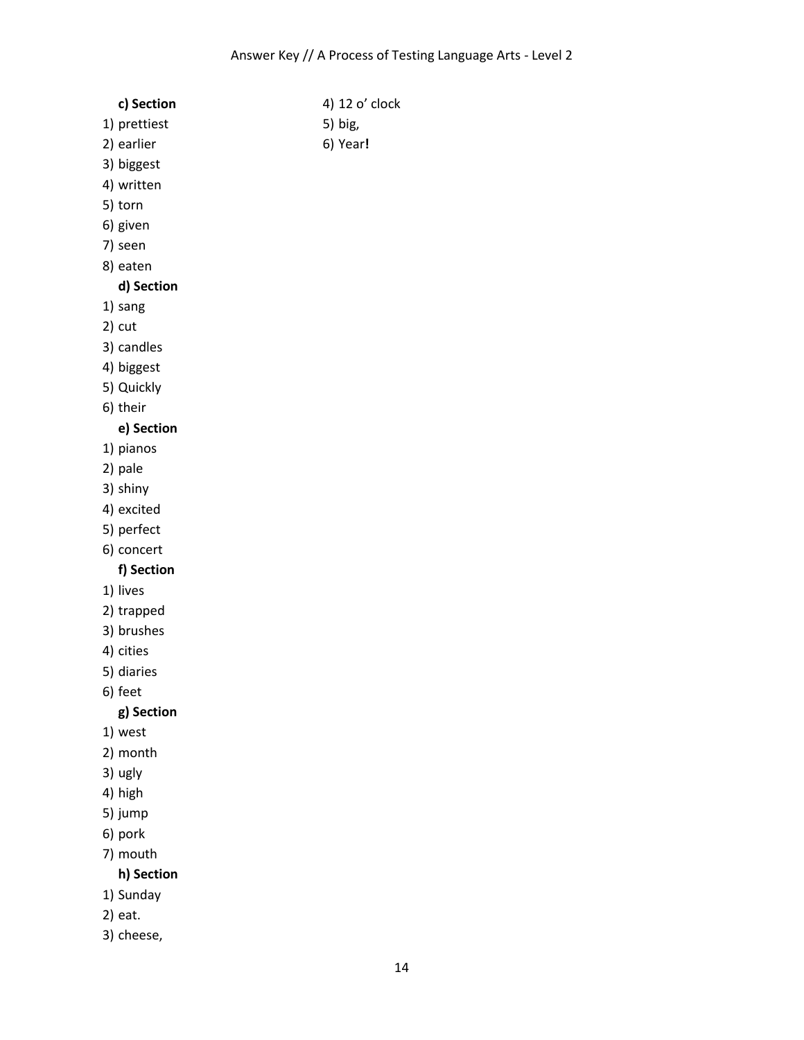**c) Section**

1) prettiest
2) earlier
3) biggest
4) written
5) torn
6) given
7) seen
8) eaten

**d) Section**

1) sang
2) cut
3) candles
4) biggest
5) Quickly
6) their

**e) Section**

1) pianos
2) pale
3) shiny
4) excited
5) perfect
6) concert

**f) Section**

1) lives
2) trapped
3) brushes
4) cities
5) diaries
6) feet

**g) Section**

1) west
2) month
3) ugly
4) high
5) jump
6) pork
7) mouth

**h) Section**

1) Sunday
2) eat.
3) cheese,
4) 12 o' clock
5) big,
6) Year**!**